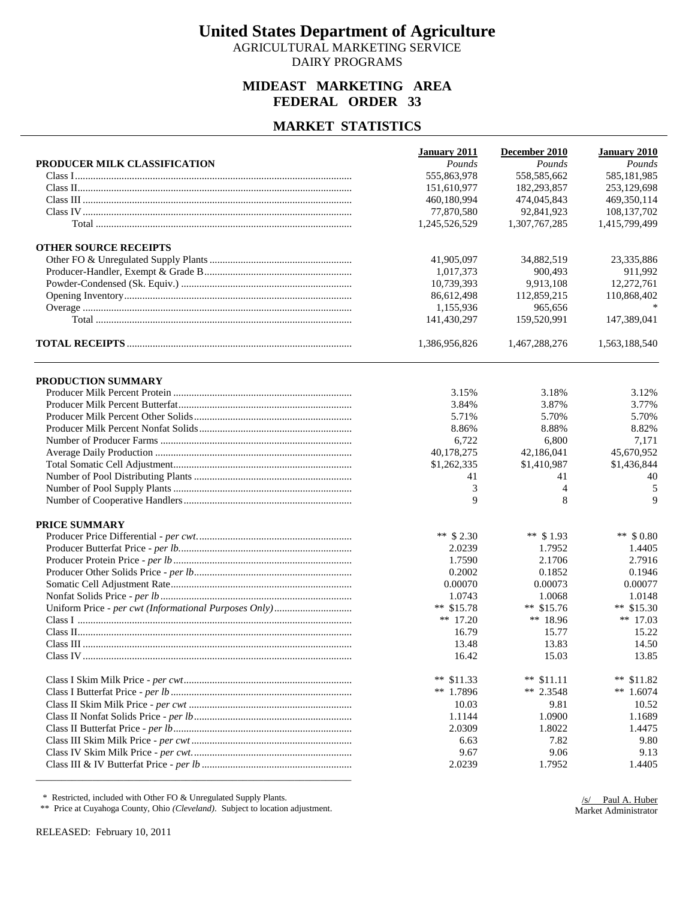# United States Department of Agriculture

AGRICULTURAL MARKETING SERVICE
DAIRY PROGRAMS

## MIDEAST MARKETING AREA
## FEDERAL ORDER 33

## MARKET STATISTICS

| | January 2011 | December 2010 | January 2010 |
|---|---|---|---|
| **PRODUCER MILK CLASSIFICATION** | *Pounds* | *Pounds* | *Pounds* |
| Class I | 555,863,978 | 558,585,662 | 585,181,985 |
| Class II | 151,610,977 | 182,293,857 | 253,129,698 |
| Class III | 460,180,994 | 474,045,843 | 469,350,114 |
| Class IV | 77,870,580 | 92,841,923 | 108,137,702 |
| Total | 1,245,526,529 | 1,307,767,285 | 1,415,799,499 |
| **OTHER SOURCE RECEIPTS** | | | |
| Other FO & Unregulated Supply Plants | 41,905,097 | 34,882,519 | 23,335,886 |
| Producer-Handler, Exempt & Grade B | 1,017,373 | 900,493 | 911,992 |
| Powder-Condensed (Sk. Equiv.) | 10,739,393 | 9,913,108 | 12,272,761 |
| Opening Inventory | 86,612,498 | 112,859,215 | 110,868,402 |
| Overage | 1,155,936 | 965,656 | * |
| Total | 141,430,297 | 159,520,991 | 147,389,041 |
| **TOTAL RECEIPTS** | 1,386,956,826 | 1,467,288,276 | 1,563,188,540 |

| | January 2011 | December 2010 | January 2010 |
|---|---|---|---|
| **PRODUCTION SUMMARY** | | | |
| Producer Milk Percent Protein | 3.15% | 3.18% | 3.12% |
| Producer Milk Percent Butterfat | 3.84% | 3.87% | 3.77% |
| Producer Milk Percent Other Solids | 5.71% | 5.70% | 5.70% |
| Producer Milk Percent Nonfat Solids | 8.86% | 8.88% | 8.82% |
| Number of Producer Farms | 6,722 | 6,800 | 7,171 |
| Average Daily Production | 40,178,275 | 42,186,041 | 45,670,952 |
| Total Somatic Cell Adjustment | $1,262,335 | $1,410,987 | $1,436,844 |
| Number of Pool Distributing Plants | 41 | 41 | 40 |
| Number of Pool Supply Plants | 3 | 4 | 5 |
| Number of Cooperative Handlers | 9 | 8 | 9 |
| **PRICE SUMMARY** | | | |
| Producer Price Differential - *per cwt.* | ** $ 2.30 | ** $ 1.93 | ** $ 0.80 |
| Producer Butterfat Price - *per lb.* | 2.0239 | 1.7952 | 1.4405 |
| Producer Protein Price - *per lb* | 1.7590 | 2.1706 | 2.7916 |
| Producer Other Solids Price - *per lb.* | 0.2002 | 0.1852 | 0.1946 |
| Somatic Cell Adjustment Rate | 0.00070 | 0.00073 | 0.00077 |
| Nonfat Solids Price - *per lb* | 1.0743 | 1.0068 | 1.0148 |
| Uniform Price - *per cwt (Informational Purposes Only)* | ** $15.78 | ** $15.76 | ** $15.30 |
| Class I | ** 17.20 | ** 18.96 | ** 17.03 |
| Class II | 16.79 | 15.77 | 15.22 |
| Class III | 13.48 | 13.83 | 14.50 |
| Class IV | 16.42 | 15.03 | 13.85 |
| Class I Skim Milk Price - *per cwt* | ** $11.33 | ** $11.11 | ** $11.82 |
| Class I Butterfat Price - *per lb* | ** 1.7896 | ** 2.3548 | ** 1.6074 |
| Class II Skim Milk Price - *per cwt* | 10.03 | 9.81 | 10.52 |
| Class II Nonfat Solids Price - *per lb* | 1.1144 | 1.0900 | 1.1689 |
| Class II Butterfat Price - *per lb* | 2.0309 | 1.8022 | 1.4475 |
| Class III Skim Milk Price - *per cwt* | 6.63 | 7.82 | 9.80 |
| Class IV Skim Milk Price - *per cwt.* | 9.67 | 9.06 | 9.13 |
| Class III & IV Butterfat Price - *per lb* | 2.0239 | 1.7952 | 1.4405 |

\* Restricted, included with Other FO & Unregulated Supply Plants.

\*\* Price at Cuyahoga County, Ohio *(Cleveland)*. Subject to location adjustment.

/s/ Paul A. Huber
Market Administrator

RELEASED: February 10, 2011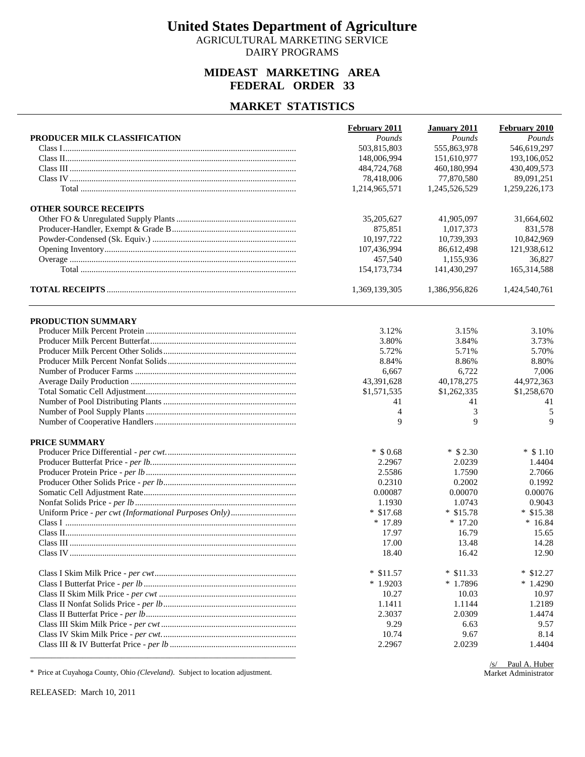# United States Department of Agriculture

AGRICULTURAL MARKETING SERVICE
DAIRY PROGRAMS

## MIDEAST MARKETING AREA
## FEDERAL ORDER 33

## MARKET STATISTICS

| | February 2011 | January 2011 | February 2010 |
|---|---|---|---|
| **PRODUCER MILK CLASSIFICATION** | *Pounds* | *Pounds* | *Pounds* |
| Class I | 503,815,803 | 555,863,978 | 546,619,297 |
| Class II | 148,006,994 | 151,610,977 | 193,106,052 |
| Class III | 484,724,768 | 460,180,994 | 430,409,573 |
| Class IV | 78,418,006 | 77,870,580 | 89,091,251 |
| Total | 1,214,965,571 | 1,245,526,529 | 1,259,226,173 |
| **OTHER SOURCE RECEIPTS** | | | |
| Other FO & Unregulated Supply Plants | 35,205,627 | 41,905,097 | 31,664,602 |
| Producer-Handler, Exempt & Grade B | 875,851 | 1,017,373 | 831,578 |
| Powder-Condensed (Sk. Equiv.) | 10,197,722 | 10,739,393 | 10,842,969 |
| Opening Inventory | 107,436,994 | 86,612,498 | 121,938,612 |
| Overage | 457,540 | 1,155,936 | 36,827 |
| Total | 154,173,734 | 141,430,297 | 165,314,588 |
| **TOTAL RECEIPTS** | 1,369,139,305 | 1,386,956,826 | 1,424,540,761 |

| | February 2011 | January 2011 | February 2010 |
|---|---|---|---|
| **PRODUCTION SUMMARY** | | | |
| Producer Milk Percent Protein | 3.12% | 3.15% | 3.10% |
| Producer Milk Percent Butterfat | 3.80% | 3.84% | 3.73% |
| Producer Milk Percent Other Solids | 5.72% | 5.71% | 5.70% |
| Producer Milk Percent Nonfat Solids | 8.84% | 8.86% | 8.80% |
| Number of Producer Farms | 6,667 | 6,722 | 7,006 |
| Average Daily Production | 43,391,628 | 40,178,275 | 44,972,363 |
| Total Somatic Cell Adjustment | $1,571,535 | $1,262,335 | $1,258,670 |
| Number of Pool Distributing Plants | 41 | 41 | 41 |
| Number of Pool Supply Plants | 4 | 3 | 5 |
| Number of Cooperative Handlers | 9 | 9 | 9 |
| **PRICE SUMMARY** | | | |
| Producer Price Differential - *per cwt.* | * $0.68 | * $2.30 | * $1.10 |
| Producer Butterfat Price - *per lb.* | 2.2967 | 2.0239 | 1.4404 |
| Producer Protein Price - *per lb* | 2.5586 | 1.7590 | 2.7066 |
| Producer Other Solids Price - *per lb* | 0.2310 | 0.2002 | 0.1992 |
| Somatic Cell Adjustment Rate | 0.00087 | 0.00070 | 0.00076 |
| Nonfat Solids Price - *per lb* | 1.1930 | 1.0743 | 0.9043 |
| Uniform Price - *per cwt (Informational Purposes Only)* | * $17.68 | * $15.78 | * $15.38 |
| Class I | * 17.89 | * 17.20 | * 16.84 |
| Class II | 17.97 | 16.79 | 15.65 |
| Class III | 17.00 | 13.48 | 14.28 |
| Class IV | 18.40 | 16.42 | 12.90 |
| Class I Skim Milk Price - *per cwt* | * $11.57 | * $11.33 | * $12.27 |
| Class I Butterfat Price - *per lb* | * 1.9203 | * 1.7896 | * 1.4290 |
| Class II Skim Milk Price - *per cwt* | 10.27 | 10.03 | 10.97 |
| Class II Nonfat Solids Price - *per lb* | 1.1411 | 1.1144 | 1.2189 |
| Class II Butterfat Price - *per lb* | 2.3037 | 2.0309 | 1.4474 |
| Class III Skim Milk Price - *per cwt* | 9.29 | 6.63 | 9.57 |
| Class IV Skim Milk Price - *per cwt.* | 10.74 | 9.67 | 8.14 |
| Class III & IV Butterfat Price - *per lb* | 2.2967 | 2.0239 | 1.4404 |

/s/ Paul A. Huber
Market Administrator

\* Price at Cuyahoga County, Ohio *(Cleveland)*. Subject to location adjustment.

RELEASED: March 10, 2011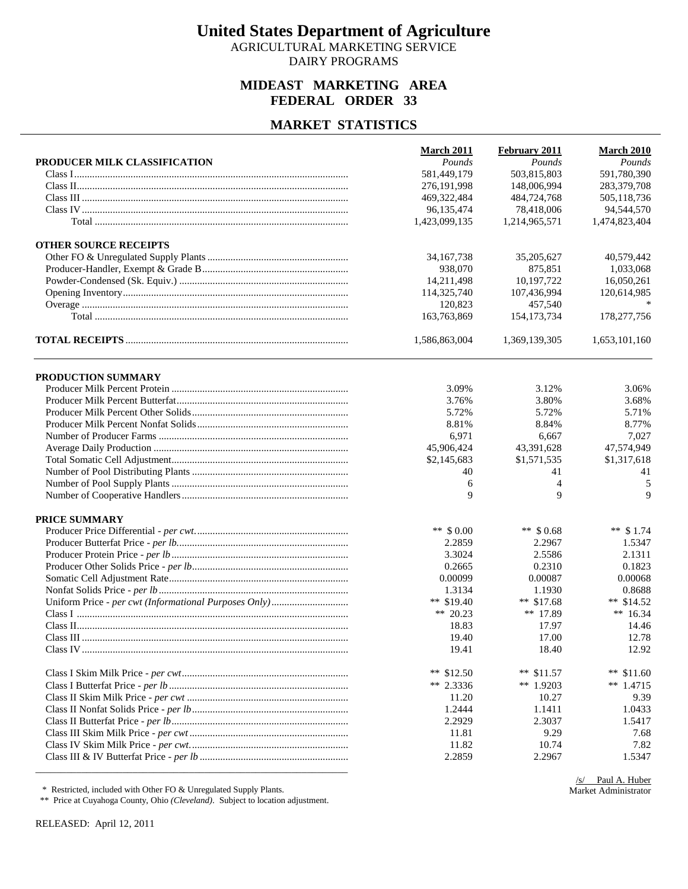# United States Department of Agriculture

AGRICULTURAL MARKETING SERVICE

DAIRY PROGRAMS

## MIDEAST MARKETING AREA
## FEDERAL ORDER 33

## MARKET STATISTICS

| | March 2011 | February 2011 | March 2010 |
|---|---|---|---|
| **PRODUCER MILK CLASSIFICATION** | *Pounds* | *Pounds* | *Pounds* |
| Class I | 581,449,179 | 503,815,803 | 591,780,390 |
| Class II | 276,191,998 | 148,006,994 | 283,379,708 |
| Class III | 469,322,484 | 484,724,768 | 505,118,736 |
| Class IV | 96,135,474 | 78,418,006 | 94,544,570 |
| Total | 1,423,099,135 | 1,214,965,571 | 1,474,823,404 |
| **OTHER SOURCE RECEIPTS** | | | |
| Other FO & Unregulated Supply Plants | 34,167,738 | 35,205,627 | 40,579,442 |
| Producer-Handler, Exempt & Grade B | 938,070 | 875,851 | 1,033,068 |
| Powder-Condensed (Sk. Equiv.) | 14,211,498 | 10,197,722 | 16,050,261 |
| Opening Inventory | 114,325,740 | 107,436,994 | 120,614,985 |
| Overage | 120,823 | 457,540 | * |
| Total | 163,763,869 | 154,173,734 | 178,277,756 |
| **TOTAL RECEIPTS** | 1,586,863,004 | 1,369,139,305 | 1,653,101,160 |

| | March 2011 | February 2011 | March 2010 |
|---|---|---|---|
| **PRODUCTION SUMMARY** | | | |
| Producer Milk Percent Protein | 3.09% | 3.12% | 3.06% |
| Producer Milk Percent Butterfat | 3.76% | 3.80% | 3.68% |
| Producer Milk Percent Other Solids | 5.72% | 5.72% | 5.71% |
| Producer Milk Percent Nonfat Solids | 8.81% | 8.84% | 8.77% |
| Number of Producer Farms | 6,971 | 6,667 | 7,027 |
| Average Daily Production | 45,906,424 | 43,391,628 | 47,574,949 |
| Total Somatic Cell Adjustment | $2,145,683 | $1,571,535 | $1,317,618 |
| Number of Pool Distributing Plants | 40 | 41 | 41 |
| Number of Pool Supply Plants | 6 | 4 | 5 |
| Number of Cooperative Handlers | 9 | 9 | 9 |
| **PRICE SUMMARY** | | | |
| Producer Price Differential - *per cwt.* | ** $ 0.00 | ** $ 0.68 | ** $ 1.74 |
| Producer Butterfat Price - *per lb.* | 2.2859 | 2.2967 | 1.5347 |
| Producer Protein Price - *per lb* | 3.3024 | 2.5586 | 2.1311 |
| Producer Other Solids Price - *per lb* | 0.2665 | 0.2310 | 0.1823 |
| Somatic Cell Adjustment Rate | 0.00099 | 0.00087 | 0.00068 |
| Nonfat Solids Price - *per lb* | 1.3134 | 1.1930 | 0.8688 |
| Uniform Price - *per cwt (Informational Purposes Only)* | ** $19.40 | ** $17.68 | ** $14.52 |
| Class I | ** 20.23 | ** 17.89 | ** 16.34 |
| Class II | 18.83 | 17.97 | 14.46 |
| Class III | 19.40 | 17.00 | 12.78 |
| Class IV | 19.41 | 18.40 | 12.92 |
| Class I Skim Milk Price - *per cwt* | ** $12.50 | ** $11.57 | ** $11.60 |
| Class I Butterfat Price - *per lb* | ** 2.3336 | ** 1.9203 | ** 1.4715 |
| Class II Skim Milk Price - *per cwt* | 11.20 | 10.27 | 9.39 |
| Class II Nonfat Solids Price - *per lb* | 1.2444 | 1.1411 | 1.0433 |
| Class II Butterfat Price - *per lb* | 2.2929 | 2.3037 | 1.5417 |
| Class III Skim Milk Price - *per cwt* | 11.81 | 9.29 | 7.68 |
| Class IV Skim Milk Price - *per cwt.* | 11.82 | 10.74 | 7.82 |
| Class III & IV Butterfat Price - *per lb* | 2.2859 | 2.2967 | 1.5347 |

\* Restricted, included with Other FO & Unregulated Supply Plants.

\** Price at Cuyahoga County, Ohio *(Cleveland)*. Subject to location adjustment.

/s/ Paul A. Huber
Market Administrator

RELEASED: April 12, 2011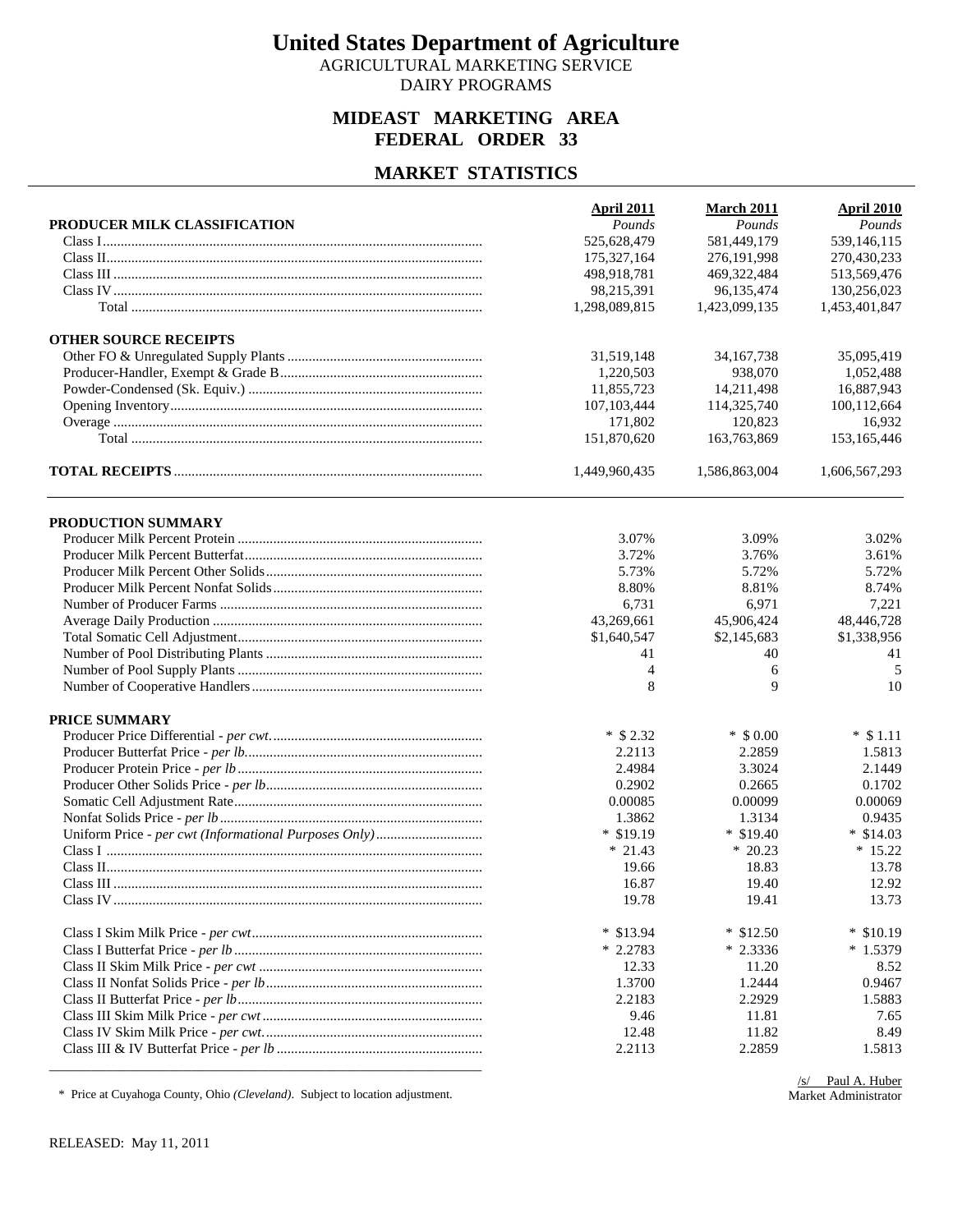# United States Department of Agriculture

AGRICULTURAL MARKETING SERVICE
DAIRY PROGRAMS

## MIDEAST MARKETING AREA
## FEDERAL ORDER 33

## MARKET STATISTICS

| PRODUCER MILK CLASSIFICATION | April 2011 | March 2011 | April 2010 |
|---|---|---|---|
| | *Pounds* | *Pounds* | *Pounds* |
| Class I | 525,628,479 | 581,449,179 | 539,146,115 |
| Class II | 175,327,164 | 276,191,998 | 270,430,233 |
| Class III | 498,918,781 | 469,322,484 | 513,569,476 |
| Class IV | 98,215,391 | 96,135,474 | 130,256,023 |
| Total | 1,298,089,815 | 1,423,099,135 | 1,453,401,847 |
| **OTHER SOURCE RECEIPTS** | | | |
| Other FO & Unregulated Supply Plants | 31,519,148 | 34,167,738 | 35,095,419 |
| Producer-Handler, Exempt & Grade B | 1,220,503 | 938,070 | 1,052,488 |
| Powder-Condensed (Sk. Equiv.) | 11,855,723 | 14,211,498 | 16,887,943 |
| Opening Inventory | 107,103,444 | 114,325,740 | 100,112,664 |
| Overage | 171,802 | 120,823 | 16,932 |
| Total | 151,870,620 | 163,763,869 | 153,165,446 |
| **TOTAL RECEIPTS** | 1,449,960,435 | 1,586,863,004 | 1,606,567,293 |

| PRODUCTION SUMMARY | April 2011 | March 2011 | April 2010 |
|---|---|---|---|
| Producer Milk Percent Protein | 3.07% | 3.09% | 3.02% |
| Producer Milk Percent Butterfat | 3.72% | 3.76% | 3.61% |
| Producer Milk Percent Other Solids | 5.73% | 5.72% | 5.72% |
| Producer Milk Percent Nonfat Solids | 8.80% | 8.81% | 8.74% |
| Number of Producer Farms | 6,731 | 6,971 | 7,221 |
| Average Daily Production | 43,269,661 | 45,906,424 | 48,446,728 |
| Total Somatic Cell Adjustment | $1,640,547 | $2,145,683 | $1,338,956 |
| Number of Pool Distributing Plants | 41 | 40 | 41 |
| Number of Pool Supply Plants | 4 | 6 | 5 |
| Number of Cooperative Handlers | 8 | 9 | 10 |
| **PRICE SUMMARY** | | | |
| Producer Price Differential - *per cwt.* | * $2.32 | * $0.00 | * $1.11 |
| Producer Butterfat Price - *per lb.* | 2.2113 | 2.2859 | 1.5813 |
| Producer Protein Price - *per lb* | 2.4984 | 3.3024 | 2.1449 |
| Producer Other Solids Price - *per lb.* | 0.2902 | 0.2665 | 0.1702 |
| Somatic Cell Adjustment Rate | 0.00085 | 0.00099 | 0.00069 |
| Nonfat Solids Price - *per lb* | 1.3862 | 1.3134 | 0.9435 |
| Uniform Price - *per cwt (Informational Purposes Only)* | * $19.19 | * $19.40 | * $14.03 |
| Class I | * 21.43 | * 20.23 | * 15.22 |
| Class II | 19.66 | 18.83 | 13.78 |
| Class III | 16.87 | 19.40 | 12.92 |
| Class IV | 19.78 | 19.41 | 13.73 |
| Class I Skim Milk Price - *per cwt* | * $13.94 | * $12.50 | * $10.19 |
| Class I Butterfat Price - *per lb* | * 2.2783 | * 2.3336 | * 1.5379 |
| Class II Skim Milk Price - *per cwt* | 12.33 | 11.20 | 8.52 |
| Class II Nonfat Solids Price - *per lb* | 1.3700 | 1.2444 | 0.9467 |
| Class II Butterfat Price - *per lb* | 2.2183 | 2.2929 | 1.5883 |
| Class III Skim Milk Price - *per cwt* | 9.46 | 11.81 | 7.65 |
| Class IV Skim Milk Price - *per cwt.* | 12.48 | 11.82 | 8.49 |
| Class III & IV Butterfat Price - *per lb* | 2.2113 | 2.2859 | 1.5813 |

\* Price at Cuyahoga County, Ohio *(Cleveland)*. Subject to location adjustment.

/s/ Paul A. Huber
Market Administrator

RELEASED: May 11, 2011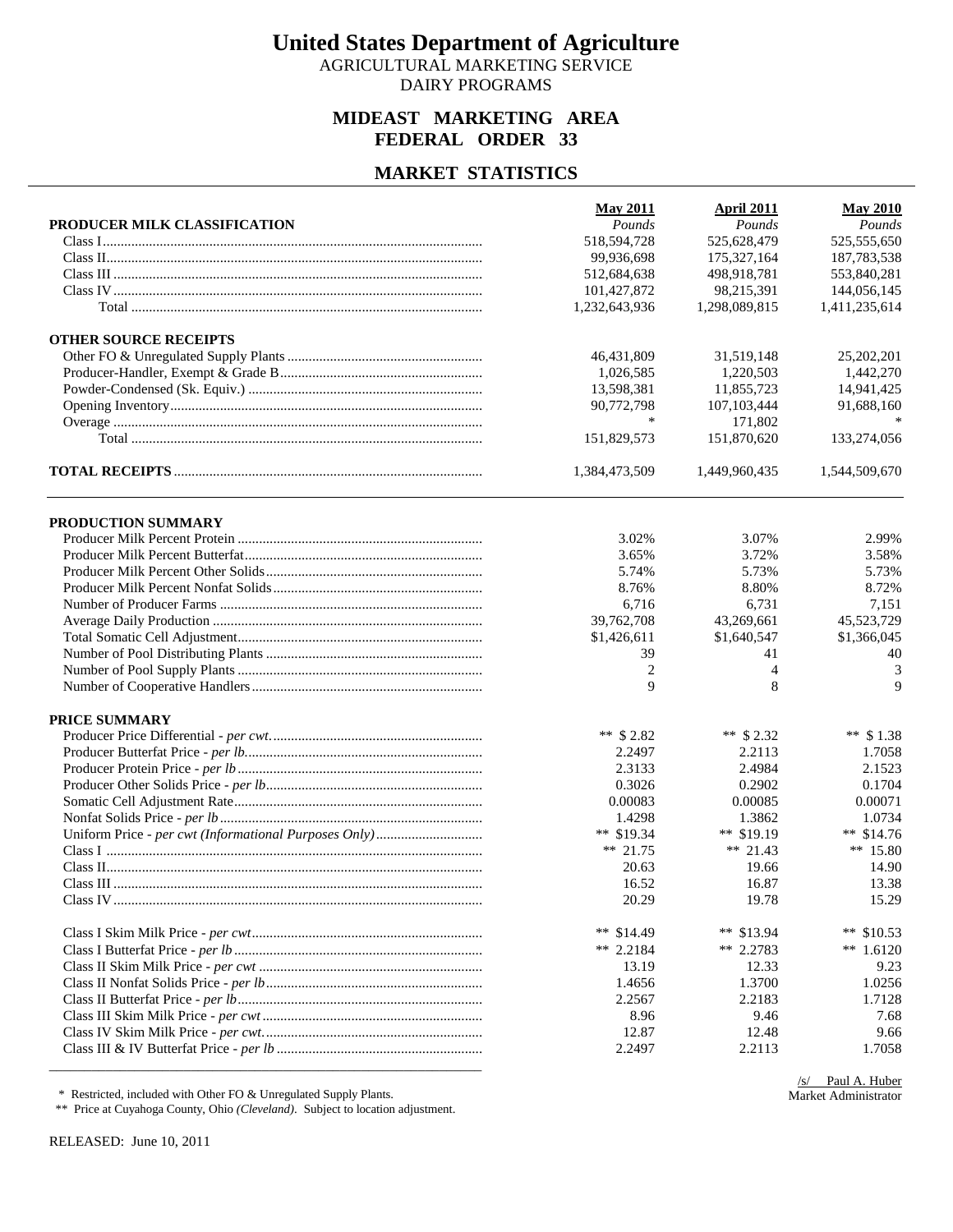# United States Department of Agriculture

AGRICULTURAL MARKETING SERVICE

DAIRY PROGRAMS

## MIDEAST MARKETING AREA
## FEDERAL ORDER 33

## MARKET STATISTICS

| | May 2011 | April 2011 | May 2010 |
|---|---|---|---|
| **PRODUCER MILK CLASSIFICATION** | *Pounds* | *Pounds* | *Pounds* |
| Class I | 518,594,728 | 525,628,479 | 525,555,650 |
| Class II | 99,936,698 | 175,327,164 | 187,783,538 |
| Class III | 512,684,638 | 498,918,781 | 553,840,281 |
| Class IV | 101,427,872 | 98,215,391 | 144,056,145 |
| Total | 1,232,643,936 | 1,298,089,815 | 1,411,235,614 |
| **OTHER SOURCE RECEIPTS** | | | |
| Other FO & Unregulated Supply Plants | 46,431,809 | 31,519,148 | 25,202,201 |
| Producer-Handler, Exempt & Grade B | 1,026,585 | 1,220,503 | 1,442,270 |
| Powder-Condensed (Sk. Equiv.) | 13,598,381 | 11,855,723 | 14,941,425 |
| Opening Inventory | 90,772,798 | 107,103,444 | 91,688,160 |
| Overage | * | 171,802 | * |
| Total | 151,829,573 | 151,870,620 | 133,274,056 |
| **TOTAL RECEIPTS** | 1,384,473,509 | 1,449,960,435 | 1,544,509,670 |

| | May 2011 | April 2011 | May 2010 |
|---|---|---|---|
| **PRODUCTION SUMMARY** | | | |
| Producer Milk Percent Protein | 3.02% | 3.07% | 2.99% |
| Producer Milk Percent Butterfat | 3.65% | 3.72% | 3.58% |
| Producer Milk Percent Other Solids | 5.74% | 5.73% | 5.73% |
| Producer Milk Percent Nonfat Solids | 8.76% | 8.80% | 8.72% |
| Number of Producer Farms | 6,716 | 6,731 | 7,151 |
| Average Daily Production | 39,762,708 | 43,269,661 | 45,523,729 |
| Total Somatic Cell Adjustment | $1,426,611 | $1,640,547 | $1,366,045 |
| Number of Pool Distributing Plants | 39 | 41 | 40 |
| Number of Pool Supply Plants | 2 | 4 | 3 |
| Number of Cooperative Handlers | 9 | 8 | 9 |
| **PRICE SUMMARY** | | | |
| Producer Price Differential - *per cwt.* | ** $ 2.82 | ** $ 2.32 | ** $ 1.38 |
| Producer Butterfat Price - *per lb.* | 2.2497 | 2.2113 | 1.7058 |
| Producer Protein Price - *per lb* | 2.3133 | 2.4984 | 2.1523 |
| Producer Other Solids Price - *per lb.* | 0.3026 | 0.2902 | 0.1704 |
| Somatic Cell Adjustment Rate | 0.00083 | 0.00085 | 0.00071 |
| Nonfat Solids Price - *per lb* | 1.4298 | 1.3862 | 1.0734 |
| Uniform Price - *per cwt (Informational Purposes Only)* | ** $19.34 | ** $19.19 | ** $14.76 |
| Class I | ** 21.75 | ** 21.43 | ** 15.80 |
| Class II | 20.63 | 19.66 | 14.90 |
| Class III | 16.52 | 16.87 | 13.38 |
| Class IV | 20.29 | 19.78 | 15.29 |
| Class I Skim Milk Price - *per cwt* | ** $14.49 | ** $13.94 | ** $10.53 |
| Class I Butterfat Price - *per lb* | ** 2.2184 | ** 2.2783 | ** 1.6120 |
| Class II Skim Milk Price - *per cwt* | 13.19 | 12.33 | 9.23 |
| Class II Nonfat Solids Price - *per lb* | 1.4656 | 1.3700 | 1.0256 |
| Class II Butterfat Price - *per lb* | 2.2567 | 2.2183 | 1.7128 |
| Class III Skim Milk Price - *per cwt* | 8.96 | 9.46 | 7.68 |
| Class IV Skim Milk Price - *per cwt.* | 12.87 | 12.48 | 9.66 |
| Class III & IV Butterfat Price - *per lb* | 2.2497 | 2.2113 | 1.7058 |

\* Restricted, included with Other FO & Unregulated Supply Plants.

\*\* Price at Cuyahoga County, Ohio *(Cleveland)*. Subject to location adjustment.

/s/ Paul A. Huber
Market Administrator

RELEASED: June 10, 2011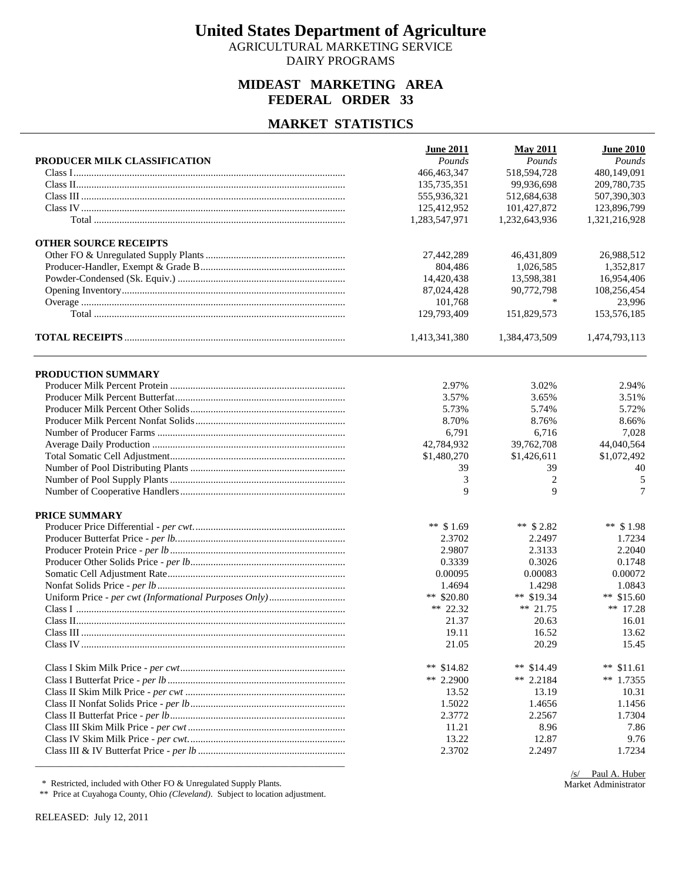# United States Department of Agriculture

AGRICULTURAL MARKETING SERVICE
DAIRY PROGRAMS

## MIDEAST MARKETING AREA
## FEDERAL ORDER 33

## MARKET STATISTICS

| PRODUCER MILK CLASSIFICATION | June 2011 *Pounds* | May 2011 *Pounds* | June 2010 *Pounds* |
|---|---|---|---|
| Class I | 466,463,347 | 518,594,728 | 480,149,091 |
| Class II | 135,735,351 | 99,936,698 | 209,780,735 |
| Class III | 555,936,321 | 512,684,638 | 507,390,303 |
| Class IV | 125,412,952 | 101,427,872 | 123,896,799 |
| Total | 1,283,547,971 | 1,232,643,936 | 1,321,216,928 |
| **OTHER SOURCE RECEIPTS** | | | |
| Other FO & Unregulated Supply Plants | 27,442,289 | 46,431,809 | 26,988,512 |
| Producer-Handler, Exempt & Grade B | 804,486 | 1,026,585 | 1,352,817 |
| Powder-Condensed (Sk. Equiv.) | 14,420,438 | 13,598,381 | 16,954,406 |
| Opening Inventory | 87,024,428 | 90,772,798 | 108,256,454 |
| Overage | 101,768 | * | 23,996 |
| Total | 129,793,409 | 151,829,573 | 153,576,185 |
| **TOTAL RECEIPTS** | 1,413,341,380 | 1,384,473,509 | 1,474,793,113 |

| PRODUCTION SUMMARY | June 2011 | May 2011 | June 2010 |
|---|---|---|---|
| Producer Milk Percent Protein | 2.97% | 3.02% | 2.94% |
| Producer Milk Percent Butterfat | 3.57% | 3.65% | 3.51% |
| Producer Milk Percent Other Solids | 5.73% | 5.74% | 5.72% |
| Producer Milk Percent Nonfat Solids | 8.70% | 8.76% | 8.66% |
| Number of Producer Farms | 6,791 | 6,716 | 7,028 |
| Average Daily Production | 42,784,932 | 39,762,708 | 44,040,564 |
| Total Somatic Cell Adjustment | $1,480,270 | $1,426,611 | $1,072,492 |
| Number of Pool Distributing Plants | 39 | 39 | 40 |
| Number of Pool Supply Plants | 3 | 2 | 5 |
| Number of Cooperative Handlers | 9 | 9 | 7 |
| **PRICE SUMMARY** | | | |
| Producer Price Differential - *per cwt.* | ** $ 1.69 | ** $ 2.82 | ** $ 1.98 |
| Producer Butterfat Price - *per lb.* | 2.3702 | 2.2497 | 1.7234 |
| Producer Protein Price - *per lb* | 2.9807 | 2.3133 | 2.2040 |
| Producer Other Solids Price - *per lb.* | 0.3339 | 0.3026 | 0.1748 |
| Somatic Cell Adjustment Rate | 0.00095 | 0.00083 | 0.00072 |
| Nonfat Solids Price - *per lb* | 1.4694 | 1.4298 | 1.0843 |
| Uniform Price - *per cwt (Informational Purposes Only)* | ** $20.80 | ** $19.34 | ** $15.60 |
| Class I | ** 22.32 | ** 21.75 | ** 17.28 |
| Class II | 21.37 | 20.63 | 16.01 |
| Class III | 19.11 | 16.52 | 13.62 |
| Class IV | 21.05 | 20.29 | 15.45 |
| Class I Skim Milk Price - *per cwt* | ** $14.82 | ** $14.49 | ** $11.61 |
| Class I Butterfat Price - *per lb* | ** 2.2900 | ** 2.2184 | ** 1.7355 |
| Class II Skim Milk Price - *per cwt* | 13.52 | 13.19 | 10.31 |
| Class II Nonfat Solids Price - *per lb* | 1.5022 | 1.4656 | 1.1456 |
| Class II Butterfat Price - *per lb* | 2.3772 | 2.2567 | 1.7304 |
| Class III Skim Milk Price - *per cwt* | 11.21 | 8.96 | 7.86 |
| Class IV Skim Milk Price - *per cwt.* | 13.22 | 12.87 | 9.76 |
| Class III & IV Butterfat Price - *per lb* | 2.3702 | 2.2497 | 1.7234 |

\* Restricted, included with Other FO & Unregulated Supply Plants.

\** Price at Cuyahoga County, Ohio *(Cleveland)*. Subject to location adjustment.

/s/ Paul A. Huber
Market Administrator

RELEASED: July 12, 2011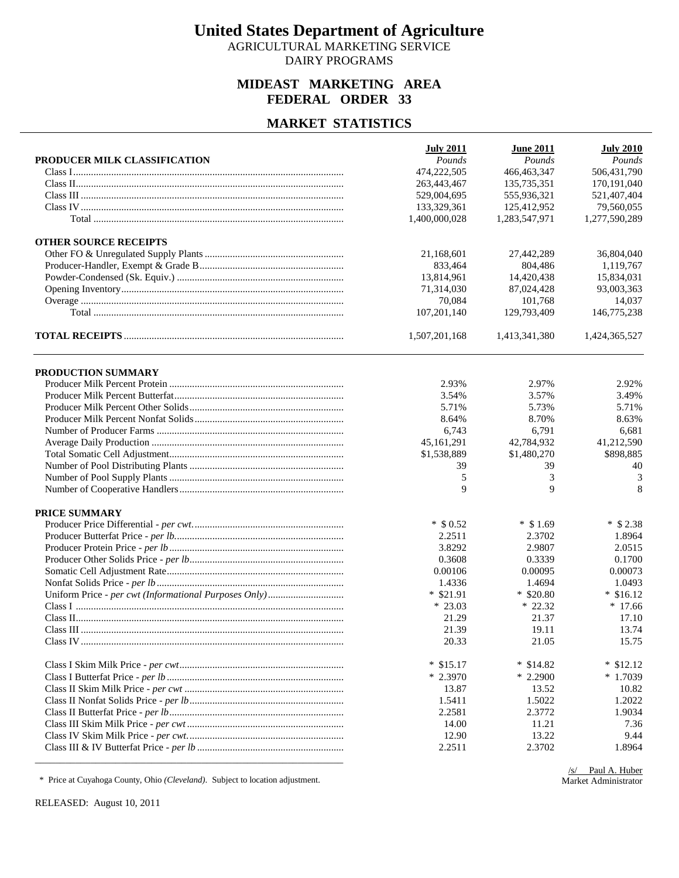# United States Department of Agriculture

AGRICULTURAL MARKETING SERVICE
DAIRY PROGRAMS

## MIDEAST MARKETING AREA
## FEDERAL ORDER 33

## MARKET STATISTICS

| | July 2011 | June 2011 | July 2010 |
|---|---|---|---|
| **PRODUCER MILK CLASSIFICATION** | *Pounds* | *Pounds* | *Pounds* |
| Class I | 474,222,505 | 466,463,347 | 506,431,790 |
| Class II | 263,443,467 | 135,735,351 | 170,191,040 |
| Class III | 529,004,695 | 555,936,321 | 521,407,404 |
| Class IV | 133,329,361 | 125,412,952 | 79,560,055 |
| Total | 1,400,000,028 | 1,283,547,971 | 1,277,590,289 |
| **OTHER SOURCE RECEIPTS** | | | |
| Other FO & Unregulated Supply Plants | 21,168,601 | 27,442,289 | 36,804,040 |
| Producer-Handler, Exempt & Grade B | 833,464 | 804,486 | 1,119,767 |
| Powder-Condensed (Sk. Equiv.) | 13,814,961 | 14,420,438 | 15,834,031 |
| Opening Inventory | 71,314,030 | 87,024,428 | 93,003,363 |
| Overage | 70,084 | 101,768 | 14,037 |
| Total | 107,201,140 | 129,793,409 | 146,775,238 |
| **TOTAL RECEIPTS** | 1,507,201,168 | 1,413,341,380 | 1,424,365,527 |

| | July 2011 | June 2011 | July 2010 |
|---|---|---|---|
| **PRODUCTION SUMMARY** | | | |
| Producer Milk Percent Protein | 2.93% | 2.97% | 2.92% |
| Producer Milk Percent Butterfat | 3.54% | 3.57% | 3.49% |
| Producer Milk Percent Other Solids | 5.71% | 5.73% | 5.71% |
| Producer Milk Percent Nonfat Solids | 8.64% | 8.70% | 8.63% |
| Number of Producer Farms | 6,743 | 6,791 | 6,681 |
| Average Daily Production | 45,161,291 | 42,784,932 | 41,212,590 |
| Total Somatic Cell Adjustment | $1,538,889 | $1,480,270 | $898,885 |
| Number of Pool Distributing Plants | 39 | 39 | 40 |
| Number of Pool Supply Plants | 5 | 3 | 3 |
| Number of Cooperative Handlers | 9 | 9 | 8 |
| **PRICE SUMMARY** | | | |
| Producer Price Differential - *per cwt.* | * $0.52 | * $1.69 | * $2.38 |
| Producer Butterfat Price - *per lb.* | 2.2511 | 2.3702 | 1.8964 |
| Producer Protein Price - *per lb* | 3.8292 | 2.9807 | 2.0515 |
| Producer Other Solids Price - *per lb* | 0.3608 | 0.3339 | 0.1700 |
| Somatic Cell Adjustment Rate | 0.00106 | 0.00095 | 0.00073 |
| Nonfat Solids Price - *per lb* | 1.4336 | 1.4694 | 1.0493 |
| Uniform Price - *per cwt (Informational Purposes Only)* | * $21.91 | * $20.80 | * $16.12 |
| Class I | * 23.03 | * 22.32 | * 17.66 |
| Class II | 21.29 | 21.37 | 17.10 |
| Class III | 21.39 | 19.11 | 13.74 |
| Class IV | 20.33 | 21.05 | 15.75 |
| Class I Skim Milk Price - *per cwt* | * $15.17 | * $14.82 | * $12.12 |
| Class I Butterfat Price - *per lb* | * 2.3970 | * 2.2900 | * 1.7039 |
| Class II Skim Milk Price - *per cwt* | 13.87 | 13.52 | 10.82 |
| Class II Nonfat Solids Price - *per lb* | 1.5411 | 1.5022 | 1.2022 |
| Class II Butterfat Price - *per lb* | 2.2581 | 2.3772 | 1.9034 |
| Class III Skim Milk Price - *per cwt* | 14.00 | 11.21 | 7.36 |
| Class IV Skim Milk Price - *per cwt.* | 12.90 | 13.22 | 9.44 |
| Class III & IV Butterfat Price - *per lb* | 2.2511 | 2.3702 | 1.8964 |

\* Price at Cuyahoga County, Ohio *(Cleveland)*. Subject to location adjustment.

/s/ Paul A. Huber
Market Administrator

RELEASED: August 10, 2011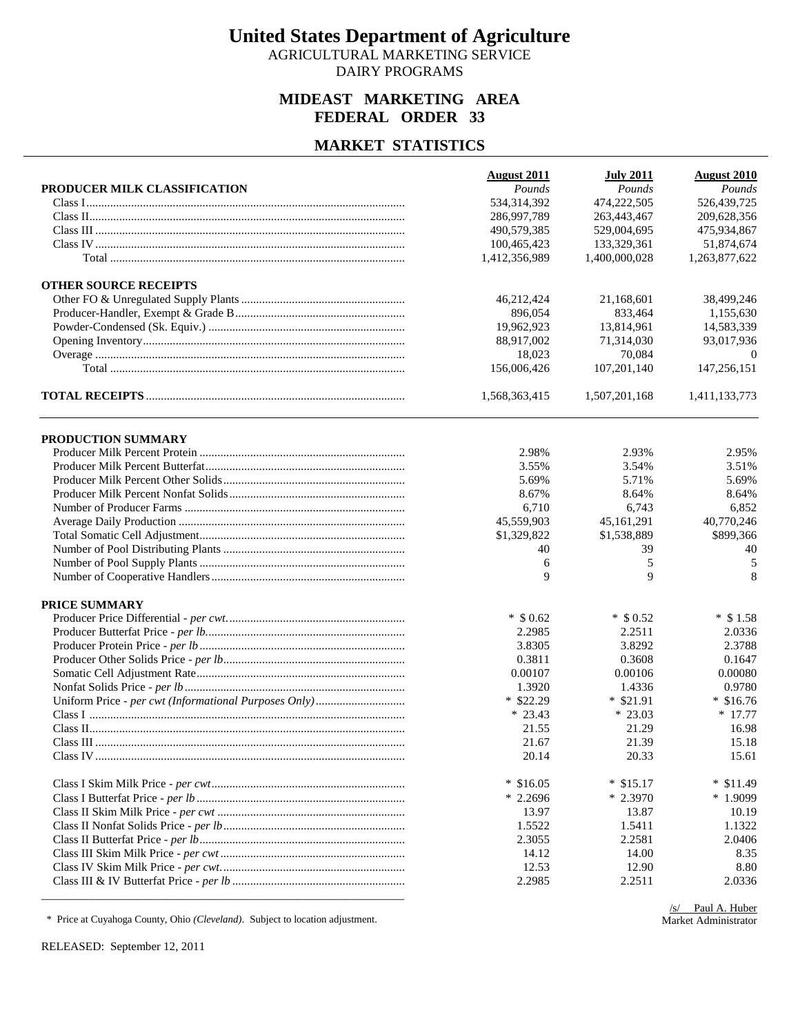# United States Department of Agriculture

AGRICULTURAL MARKETING SERVICE
DAIRY PROGRAMS

## MIDEAST MARKETING AREA
## FEDERAL ORDER 33

## MARKET STATISTICS

| | August 2011 | July 2011 | August 2010 |
|---|---|---|---|
| **PRODUCER MILK CLASSIFICATION** | *Pounds* | *Pounds* | *Pounds* |
| Class I | 534,314,392 | 474,222,505 | 526,439,725 |
| Class II | 286,997,789 | 263,443,467 | 209,628,356 |
| Class III | 490,579,385 | 529,004,695 | 475,934,867 |
| Class IV | 100,465,423 | 133,329,361 | 51,874,674 |
| Total | 1,412,356,989 | 1,400,000,028 | 1,263,877,622 |
| **OTHER SOURCE RECEIPTS** | | | |
| Other FO & Unregulated Supply Plants | 46,212,424 | 21,168,601 | 38,499,246 |
| Producer-Handler, Exempt & Grade B | 896,054 | 833,464 | 1,155,630 |
| Powder-Condensed (Sk. Equiv.) | 19,962,923 | 13,814,961 | 14,583,339 |
| Opening Inventory | 88,917,002 | 71,314,030 | 93,017,936 |
| Overage | 18,023 | 70,084 | 0 |
| Total | 156,006,426 | 107,201,140 | 147,256,151 |
| **TOTAL RECEIPTS** | 1,568,363,415 | 1,507,201,168 | 1,411,133,773 |

| | August 2011 | July 2011 | August 2010 |
|---|---|---|---|
| **PRODUCTION SUMMARY** | | | |
| Producer Milk Percent Protein | 2.98% | 2.93% | 2.95% |
| Producer Milk Percent Butterfat | 3.55% | 3.54% | 3.51% |
| Producer Milk Percent Other Solids | 5.69% | 5.71% | 5.69% |
| Producer Milk Percent Nonfat Solids | 8.67% | 8.64% | 8.64% |
| Number of Producer Farms | 6,710 | 6,743 | 6,852 |
| Average Daily Production | 45,559,903 | 45,161,291 | 40,770,246 |
| Total Somatic Cell Adjustment | $1,329,822 | $1,538,889 | $899,366 |
| Number of Pool Distributing Plants | 40 | 39 | 40 |
| Number of Pool Supply Plants | 6 | 5 | 5 |
| Number of Cooperative Handlers | 9 | 9 | 8 |
| **PRICE SUMMARY** | | | |
| Producer Price Differential - *per cwt.* | * $0.62 | * $0.52 | * $1.58 |
| Producer Butterfat Price - *per lb.* | 2.2985 | 2.2511 | 2.0336 |
| Producer Protein Price - *per lb* | 3.8305 | 3.8292 | 2.3788 |
| Producer Other Solids Price - *per lb.* | 0.3811 | 0.3608 | 0.1647 |
| Somatic Cell Adjustment Rate | 0.00107 | 0.00106 | 0.00080 |
| Nonfat Solids Price - *per lb* | 1.3920 | 1.4336 | 0.9780 |
| Uniform Price - *per cwt (Informational Purposes Only)* | * $22.29 | * $21.91 | * $16.76 |
| Class I | * 23.43 | * 23.03 | * 17.77 |
| Class II | 21.55 | 21.29 | 16.98 |
| Class III | 21.67 | 21.39 | 15.18 |
| Class IV | 20.14 | 20.33 | 15.61 |
| Class I Skim Milk Price - *per cwt* | * $16.05 | * $15.17 | * $11.49 |
| Class I Butterfat Price - *per lb* | * 2.2696 | * 2.3970 | * 1.9099 |
| Class II Skim Milk Price - *per cwt* | 13.97 | 13.87 | 10.19 |
| Class II Nonfat Solids Price - *per lb* | 1.5522 | 1.5411 | 1.1322 |
| Class II Butterfat Price - *per lb* | 2.3055 | 2.2581 | 2.0406 |
| Class III Skim Milk Price - *per cwt* | 14.12 | 14.00 | 8.35 |
| Class IV Skim Milk Price - *per cwt.* | 12.53 | 12.90 | 8.80 |
| Class III & IV Butterfat Price - *per lb* | 2.2985 | 2.2511 | 2.0336 |

\* Price at Cuyahoga County, Ohio *(Cleveland)*. Subject to location adjustment.

/s/ Paul A. Huber
Market Administrator

RELEASED: September 12, 2011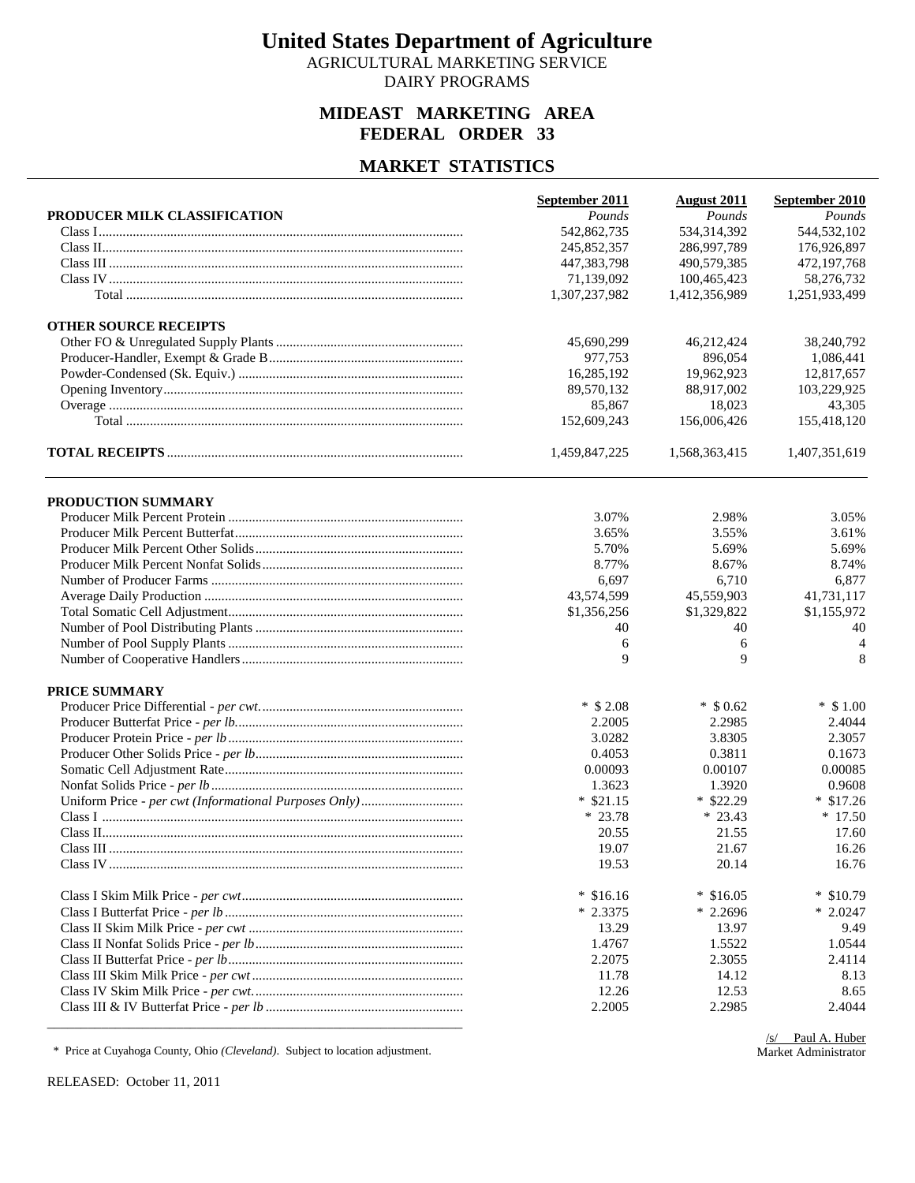# United States Department of Agriculture

AGRICULTURAL MARKETING SERVICE
DAIRY PROGRAMS

## MIDEAST MARKETING AREA
## FEDERAL ORDER 33

## MARKET STATISTICS

| | September 2011 | August 2011 | September 2010 |
|---|---|---|---|
| **PRODUCER MILK CLASSIFICATION** | *Pounds* | *Pounds* | *Pounds* |
| Class I | 542,862,735 | 534,314,392 | 544,532,102 |
| Class II | 245,852,357 | 286,997,789 | 176,926,897 |
| Class III | 447,383,798 | 490,579,385 | 472,197,768 |
| Class IV | 71,139,092 | 100,465,423 | 58,276,732 |
| Total | 1,307,237,982 | 1,412,356,989 | 1,251,933,499 |
| **OTHER SOURCE RECEIPTS** | | | |
| Other FO & Unregulated Supply Plants | 45,690,299 | 46,212,424 | 38,240,792 |
| Producer-Handler, Exempt & Grade B | 977,753 | 896,054 | 1,086,441 |
| Powder-Condensed (Sk. Equiv.) | 16,285,192 | 19,962,923 | 12,817,657 |
| Opening Inventory | 89,570,132 | 88,917,002 | 103,229,925 |
| Overage | 85,867 | 18,023 | 43,305 |
| Total | 152,609,243 | 156,006,426 | 155,418,120 |
| **TOTAL RECEIPTS** | 1,459,847,225 | 1,568,363,415 | 1,407,351,619 |

| | September 2011 | August 2011 | September 2010 |
|---|---|---|---|
| **PRODUCTION SUMMARY** | | | |
| Producer Milk Percent Protein | 3.07% | 2.98% | 3.05% |
| Producer Milk Percent Butterfat | 3.65% | 3.55% | 3.61% |
| Producer Milk Percent Other Solids | 5.70% | 5.69% | 5.69% |
| Producer Milk Percent Nonfat Solids | 8.77% | 8.67% | 8.74% |
| Number of Producer Farms | 6,697 | 6,710 | 6,877 |
| Average Daily Production | 43,574,599 | 45,559,903 | 41,731,117 |
| Total Somatic Cell Adjustment | $1,356,256 | $1,329,822 | $1,155,972 |
| Number of Pool Distributing Plants | 40 | 40 | 40 |
| Number of Pool Supply Plants | 6 | 6 | 4 |
| Number of Cooperative Handlers | 9 | 9 | 8 |
| **PRICE SUMMARY** | | | |
| Producer Price Differential - *per cwt.* | * $2.08 | * $0.62 | * $1.00 |
| Producer Butterfat Price - *per lb.* | 2.2005 | 2.2985 | 2.4044 |
| Producer Protein Price - *per lb* | 3.0282 | 3.8305 | 2.3057 |
| Producer Other Solids Price - *per lb* | 0.4053 | 0.3811 | 0.1673 |
| Somatic Cell Adjustment Rate | 0.00093 | 0.00107 | 0.00085 |
| Nonfat Solids Price - *per lb* | 1.3623 | 1.3920 | 0.9608 |
| Uniform Price - *per cwt (Informational Purposes Only)* | * $21.15 | * $22.29 | * $17.26 |
| Class I | * 23.78 | * 23.43 | * 17.50 |
| Class II | 20.55 | 21.55 | 17.60 |
| Class III | 19.07 | 21.67 | 16.26 |
| Class IV | 19.53 | 20.14 | 16.76 |
| Class I Skim Milk Price - *per cwt* | * $16.16 | * $16.05 | * $10.79 |
| Class I Butterfat Price - *per lb* | * 2.3375 | * 2.2696 | * 2.0247 |
| Class II Skim Milk Price - *per cwt* | 13.29 | 13.97 | 9.49 |
| Class II Nonfat Solids Price - *per lb* | 1.4767 | 1.5522 | 1.0544 |
| Class II Butterfat Price - *per lb* | 2.2075 | 2.3055 | 2.4114 |
| Class III Skim Milk Price - *per cwt* | 11.78 | 14.12 | 8.13 |
| Class IV Skim Milk Price - *per cwt.* | 12.26 | 12.53 | 8.65 |
| Class III & IV Butterfat Price - *per lb* | 2.2005 | 2.2985 | 2.4044 |

\* Price at Cuyahoga County, Ohio *(Cleveland)*. Subject to location adjustment.

/s/ Paul A. Huber
Market Administrator

RELEASED: October 11, 2011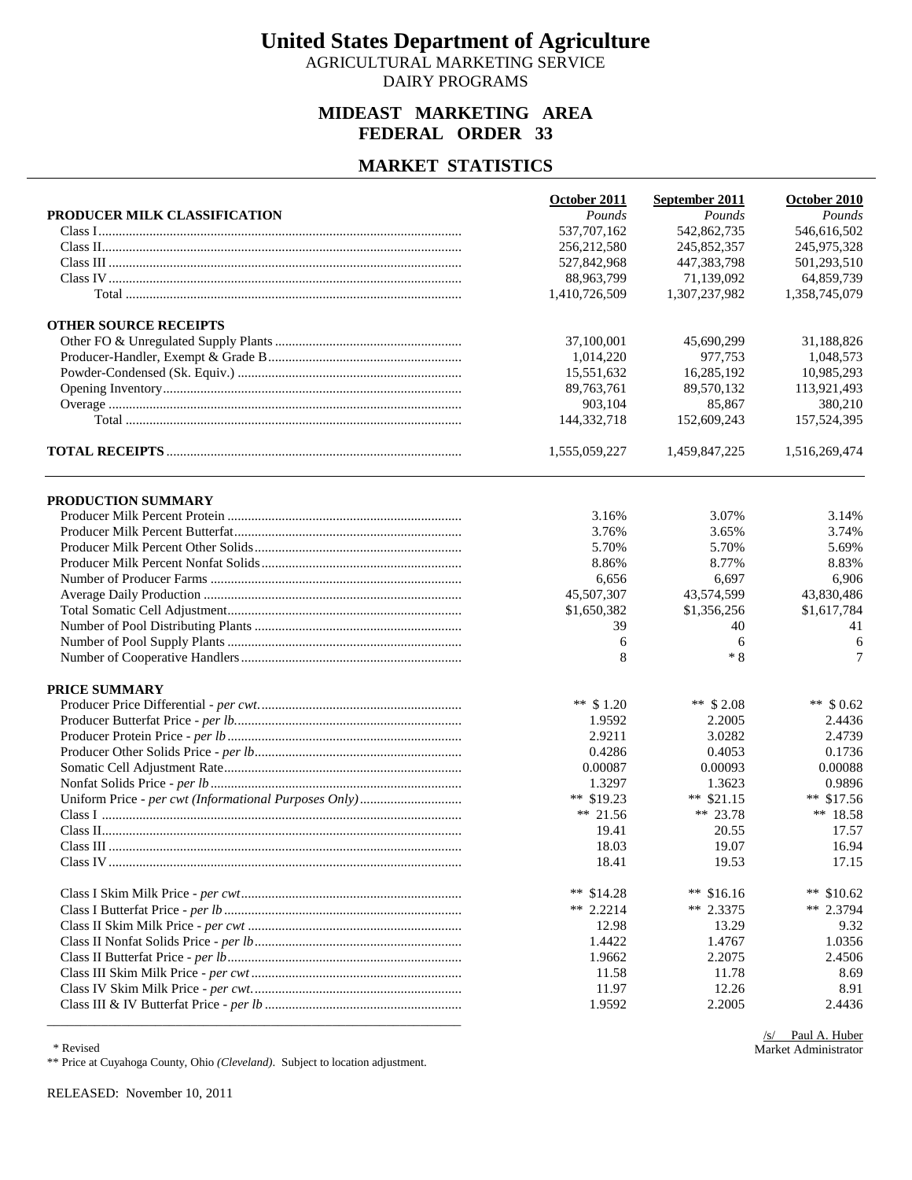# United States Department of Agriculture

AGRICULTURAL MARKETING SERVICE
DAIRY PROGRAMS

## MIDEAST MARKETING AREA
## FEDERAL ORDER 33

## MARKET STATISTICS

| | October 2011 | September 2011 | October 2010 |
|---|---|---|---|
| **PRODUCER MILK CLASSIFICATION** | *Pounds* | *Pounds* | *Pounds* |
| Class I | 537,707,162 | 542,862,735 | 546,616,502 |
| Class II | 256,212,580 | 245,852,357 | 245,975,328 |
| Class III | 527,842,968 | 447,383,798 | 501,293,510 |
| Class IV | 88,963,799 | 71,139,092 | 64,859,739 |
| Total | 1,410,726,509 | 1,307,237,982 | 1,358,745,079 |
| **OTHER SOURCE RECEIPTS** | | | |
| Other FO & Unregulated Supply Plants | 37,100,001 | 45,690,299 | 31,188,826 |
| Producer-Handler, Exempt & Grade B | 1,014,220 | 977,753 | 1,048,573 |
| Powder-Condensed (Sk. Equiv.) | 15,551,632 | 16,285,192 | 10,985,293 |
| Opening Inventory | 89,763,761 | 89,570,132 | 113,921,493 |
| Overage | 903,104 | 85,867 | 380,210 |
| Total | 144,332,718 | 152,609,243 | 157,524,395 |
| **TOTAL RECEIPTS** | 1,555,059,227 | 1,459,847,225 | 1,516,269,474 |

| | October 2011 | September 2011 | October 2010 |
|---|---|---|---|
| **PRODUCTION SUMMARY** | | | |
| Producer Milk Percent Protein | 3.16% | 3.07% | 3.14% |
| Producer Milk Percent Butterfat | 3.76% | 3.65% | 3.74% |
| Producer Milk Percent Other Solids | 5.70% | 5.70% | 5.69% |
| Producer Milk Percent Nonfat Solids | 8.86% | 8.77% | 8.83% |
| Number of Producer Farms | 6,656 | 6,697 | 6,906 |
| Average Daily Production | 45,507,307 | 43,574,599 | 43,830,486 |
| Total Somatic Cell Adjustment | $1,650,382 | $1,356,256 | $1,617,784 |
| Number of Pool Distributing Plants | 39 | 40 | 41 |
| Number of Pool Supply Plants | 6 | 6 | 6 |
| Number of Cooperative Handlers | 8 | * 8 | 7 |
| **PRICE SUMMARY** | | | |
| Producer Price Differential - *per cwt.* | ** $ 1.20 | ** $ 2.08 | ** $ 0.62 |
| Producer Butterfat Price - *per lb.* | 1.9592 | 2.2005 | 2.4436 |
| Producer Protein Price - *per lb* | 2.9211 | 3.0282 | 2.4739 |
| Producer Other Solids Price - *per lb.* | 0.4286 | 0.4053 | 0.1736 |
| Somatic Cell Adjustment Rate | 0.00087 | 0.00093 | 0.00088 |
| Nonfat Solids Price - *per lb* | 1.3297 | 1.3623 | 0.9896 |
| Uniform Price - *per cwt (Informational Purposes Only)* | ** $19.23 | ** $21.15 | ** $17.56 |
| Class I | ** 21.56 | ** 23.78 | ** 18.58 |
| Class II | 19.41 | 20.55 | 17.57 |
| Class III | 18.03 | 19.07 | 16.94 |
| Class IV | 18.41 | 19.53 | 17.15 |
| Class I Skim Milk Price - *per cwt* | ** $14.28 | ** $16.16 | ** $10.62 |
| Class I Butterfat Price - *per lb* | ** 2.2214 | ** 2.3375 | ** 2.3794 |
| Class II Skim Milk Price - *per cwt* | 12.98 | 13.29 | 9.32 |
| Class II Nonfat Solids Price - *per lb* | 1.4422 | 1.4767 | 1.0356 |
| Class II Butterfat Price - *per lb* | 1.9662 | 2.2075 | 2.4506 |
| Class III Skim Milk Price - *per cwt* | 11.58 | 11.78 | 8.69 |
| Class IV Skim Milk Price - *per cwt.* | 11.97 | 12.26 | 8.91 |
| Class III & IV Butterfat Price - *per lb* | 1.9592 | 2.2005 | 2.4436 |

\* Revised

** Price at Cuyahoga County, Ohio *(Cleveland)*. Subject to location adjustment.

/s/ Paul A. Huber
Market Administrator

RELEASED: November 10, 2011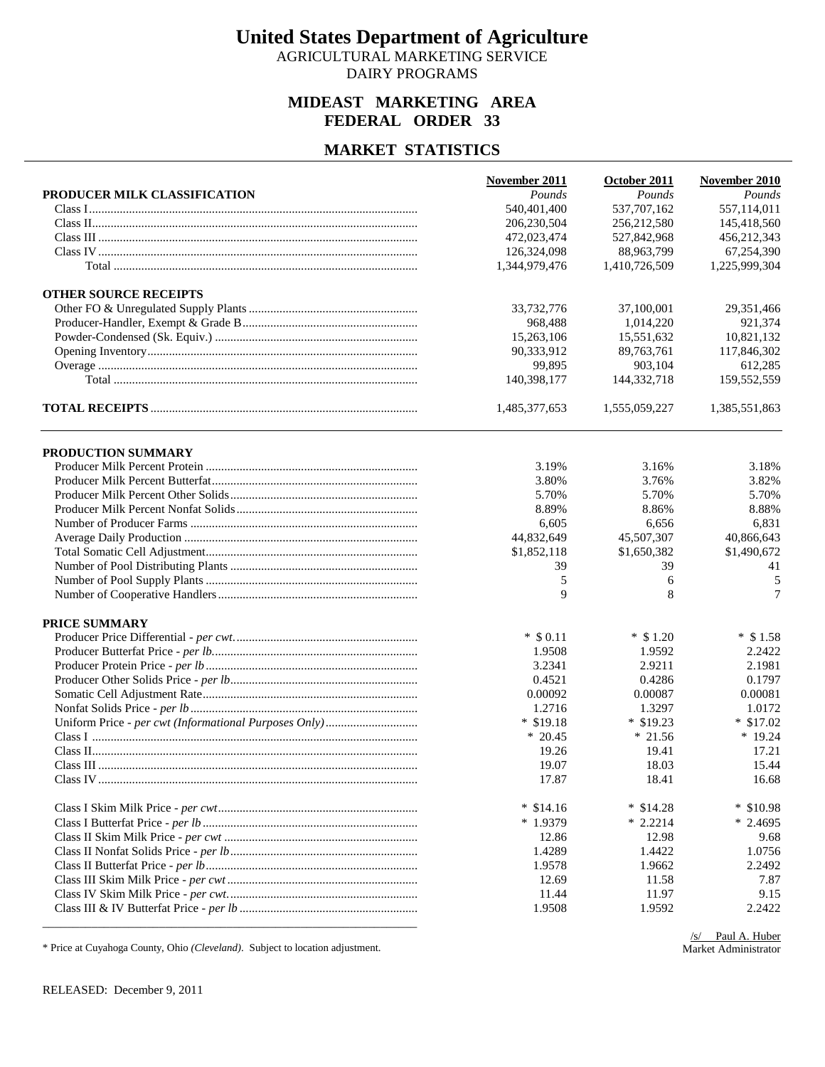# United States Department of Agriculture

AGRICULTURAL MARKETING SERVICE
DAIRY PROGRAMS

## MIDEAST MARKETING AREA
## FEDERAL ORDER 33

## MARKET STATISTICS

| | November 2011 | October 2011 | November 2010 |
|---|---|---|---|
| **PRODUCER MILK CLASSIFICATION** | *Pounds* | *Pounds* | *Pounds* |
| Class I | 540,401,400 | 537,707,162 | 557,114,011 |
| Class II | 206,230,504 | 256,212,580 | 145,418,560 |
| Class III | 472,023,474 | 527,842,968 | 456,212,343 |
| Class IV | 126,324,098 | 88,963,799 | 67,254,390 |
| Total | 1,344,979,476 | 1,410,726,509 | 1,225,999,304 |
| **OTHER SOURCE RECEIPTS** | | | |
| Other FO & Unregulated Supply Plants | 33,732,776 | 37,100,001 | 29,351,466 |
| Producer-Handler, Exempt & Grade B | 968,488 | 1,014,220 | 921,374 |
| Powder-Condensed (Sk. Equiv.) | 15,263,106 | 15,551,632 | 10,821,132 |
| Opening Inventory | 90,333,912 | 89,763,761 | 117,846,302 |
| Overage | 99,895 | 903,104 | 612,285 |
| Total | 140,398,177 | 144,332,718 | 159,552,559 |
| **TOTAL RECEIPTS** | 1,485,377,653 | 1,555,059,227 | 1,385,551,863 |

| | November 2011 | October 2011 | November 2010 |
|---|---|---|---|
| **PRODUCTION SUMMARY** | | | |
| Producer Milk Percent Protein | 3.19% | 3.16% | 3.18% |
| Producer Milk Percent Butterfat | 3.80% | 3.76% | 3.82% |
| Producer Milk Percent Other Solids | 5.70% | 5.70% | 5.70% |
| Producer Milk Percent Nonfat Solids | 8.89% | 8.86% | 8.88% |
| Number of Producer Farms | 6,605 | 6,656 | 6,831 |
| Average Daily Production | 44,832,649 | 45,507,307 | 40,866,643 |
| Total Somatic Cell Adjustment | $1,852,118 | $1,650,382 | $1,490,672 |
| Number of Pool Distributing Plants | 39 | 39 | 41 |
| Number of Pool Supply Plants | 5 | 6 | 5 |
| Number of Cooperative Handlers | 9 | 8 | 7 |
| **PRICE SUMMARY** | | | |
| Producer Price Differential - *per cwt.* | * $0.11 | * $1.20 | * $1.58 |
| Producer Butterfat Price - *per lb.* | 1.9508 | 1.9592 | 2.2422 |
| Producer Protein Price - *per lb* | 3.2341 | 2.9211 | 2.1981 |
| Producer Other Solids Price - *per lb.* | 0.4521 | 0.4286 | 0.1797 |
| Somatic Cell Adjustment Rate | 0.00092 | 0.00087 | 0.00081 |
| Nonfat Solids Price - *per lb* | 1.2716 | 1.3297 | 1.0172 |
| Uniform Price - *per cwt (Informational Purposes Only)* | * $19.18 | * $19.23 | * $17.02 |
| Class I | * 20.45 | * 21.56 | * 19.24 |
| Class II | 19.26 | 19.41 | 17.21 |
| Class III | 19.07 | 18.03 | 15.44 |
| Class IV | 17.87 | 18.41 | 16.68 |
| Class I Skim Milk Price - *per cwt* | * $14.16 | * $14.28 | * $10.98 |
| Class I Butterfat Price - *per lb* | * 1.9379 | * 2.2214 | * 2.4695 |
| Class II Skim Milk Price - *per cwt* | 12.86 | 12.98 | 9.68 |
| Class II Nonfat Solids Price - *per lb* | 1.4289 | 1.4422 | 1.0756 |
| Class II Butterfat Price - *per lb* | 1.9578 | 1.9662 | 2.2492 |
| Class III Skim Milk Price - *per cwt* | 12.69 | 11.58 | 7.87 |
| Class IV Skim Milk Price - *per cwt.* | 11.44 | 11.97 | 9.15 |
| Class III & IV Butterfat Price - *per lb* | 1.9508 | 1.9592 | 2.2422 |

\* Price at Cuyahoga County, Ohio *(Cleveland)*. Subject to location adjustment.

/s/ Paul A. Huber
Market Administrator

RELEASED: December 9, 2011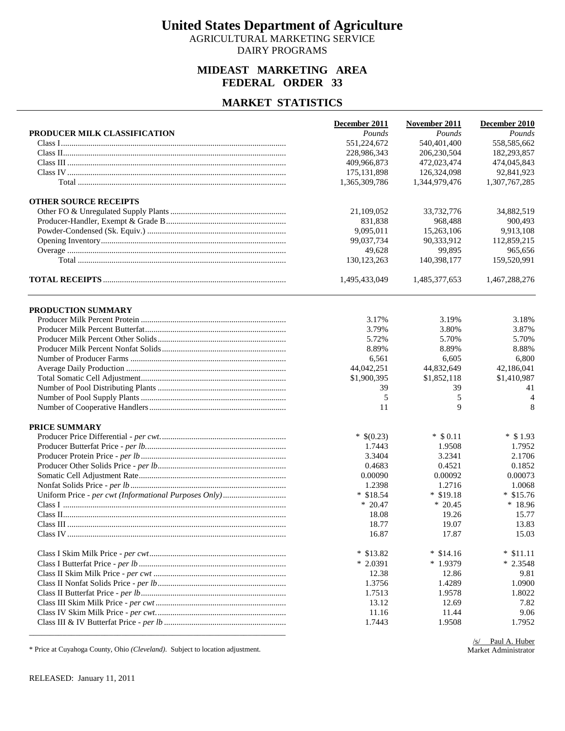# United States Department of Agriculture

AGRICULTURAL MARKETING SERVICE

DAIRY PROGRAMS

## MIDEAST MARKETING AREA
## FEDERAL ORDER 33

## MARKET STATISTICS

| | December 2011 | November 2011 | December 2010 |
|---|---|---|---|
| **PRODUCER MILK CLASSIFICATION** | *Pounds* | *Pounds* | *Pounds* |
| Class I | 551,224,672 | 540,401,400 | 558,585,662 |
| Class II | 228,986,343 | 206,230,504 | 182,293,857 |
| Class III | 409,966,873 | 472,023,474 | 474,045,843 |
| Class IV | 175,131,898 | 126,324,098 | 92,841,923 |
| Total | 1,365,309,786 | 1,344,979,476 | 1,307,767,285 |
| **OTHER SOURCE RECEIPTS** | | | |
| Other FO & Unregulated Supply Plants | 21,109,052 | 33,732,776 | 34,882,519 |
| Producer-Handler, Exempt & Grade B | 831,838 | 968,488 | 900,493 |
| Powder-Condensed (Sk. Equiv.) | 9,095,011 | 15,263,106 | 9,913,108 |
| Opening Inventory | 99,037,734 | 90,333,912 | 112,859,215 |
| Overage | 49,628 | 99,895 | 965,656 |
| Total | 130,123,263 | 140,398,177 | 159,520,991 |
| **TOTAL RECEIPTS** | 1,495,433,049 | 1,485,377,653 | 1,467,288,276 |

| | December 2011 | November 2011 | December 2010 |
|---|---|---|---|
| **PRODUCTION SUMMARY** | | | |
| Producer Milk Percent Protein | 3.17% | 3.19% | 3.18% |
| Producer Milk Percent Butterfat | 3.79% | 3.80% | 3.87% |
| Producer Milk Percent Other Solids | 5.72% | 5.70% | 5.70% |
| Producer Milk Percent Nonfat Solids | 8.89% | 8.89% | 8.88% |
| Number of Producer Farms | 6,561 | 6,605 | 6,800 |
| Average Daily Production | 44,042,251 | 44,832,649 | 42,186,041 |
| Total Somatic Cell Adjustment | $1,900,395 | $1,852,118 | $1,410,987 |
| Number of Pool Distributing Plants | 39 | 39 | 41 |
| Number of Pool Supply Plants | 5 | 5 | 4 |
| Number of Cooperative Handlers | 11 | 9 | 8 |
| **PRICE SUMMARY** | | | |
| Producer Price Differential - *per cwt.* | * $(0.23) | * $ 0.11 | * $ 1.93 |
| Producer Butterfat Price - *per lb.* | 1.7443 | 1.9508 | 1.7952 |
| Producer Protein Price - *per lb* | 3.3404 | 3.2341 | 2.1706 |
| Producer Other Solids Price - *per lb* | 0.4683 | 0.4521 | 0.1852 |
| Somatic Cell Adjustment Rate | 0.00090 | 0.00092 | 0.00073 |
| Nonfat Solids Price - *per lb* | 1.2398 | 1.2716 | 1.0068 |
| Uniform Price - *per cwt (Informational Purposes Only)* | * $18.54 | * $19.18 | * $15.76 |
| Class I | * 20.47 | * 20.45 | * 18.96 |
| Class II | 18.08 | 19.26 | 15.77 |
| Class III | 18.77 | 19.07 | 13.83 |
| Class IV | 16.87 | 17.87 | 15.03 |
| Class I Skim Milk Price - *per cwt* | * $13.82 | * $14.16 | * $11.11 |
| Class I Butterfat Price - *per lb* | * 2.0391 | * 1.9379 | * 2.3548 |
| Class II Skim Milk Price - *per cwt* | 12.38 | 12.86 | 9.81 |
| Class II Nonfat Solids Price - *per lb* | 1.3756 | 1.4289 | 1.0900 |
| Class II Butterfat Price - *per lb* | 1.7513 | 1.9578 | 1.8022 |
| Class III Skim Milk Price - *per cwt* | 13.12 | 12.69 | 7.82 |
| Class IV Skim Milk Price - *per cwt.* | 11.16 | 11.44 | 9.06 |
| Class III & IV Butterfat Price - *per lb* | 1.7443 | 1.9508 | 1.7952 |

* Price at Cuyahoga County, Ohio *(Cleveland)*. Subject to location adjustment.

/s/ Paul A. Huber
Market Administrator

RELEASED: January 11, 2011